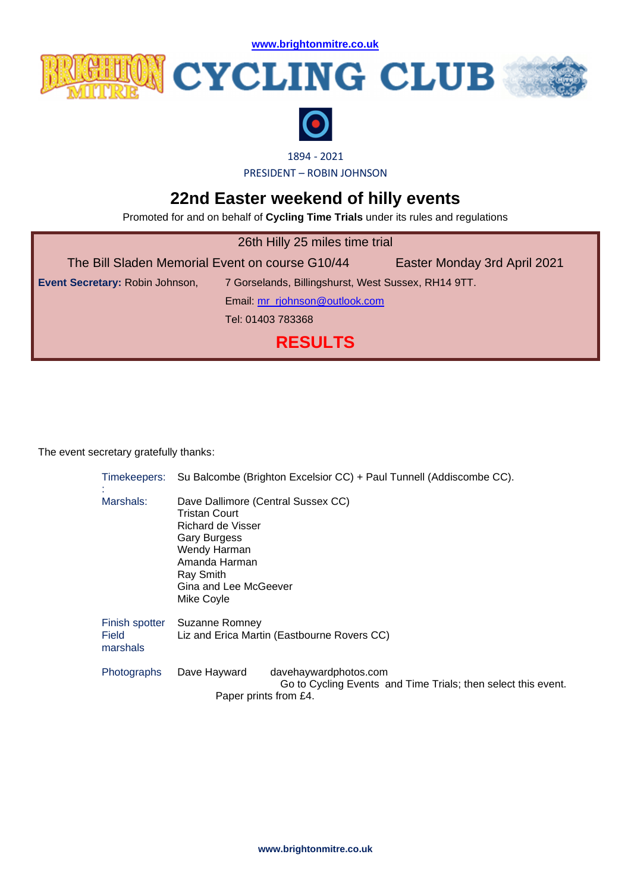www.brightonmitre.co.uk

# BRIGHTON MITRE CYCLING CLUB

1894 - 2021

PRESIDENT – ROBIN JOHNSON

## 22nd Easter weekend of hilly events

Promoted for and on behalf of **Cycling Time Trials** under its rules and regulations

26th Hilly 25 miles time trial

The Bill Sladen Memorial Event on course G10/44 — Easter Monday 3rd April 2021

**Event Secretary:** Robin Johnson, 7 Gorselands, Billingshurst, West Sussex, RH14 9TT.

Email: mr_rjohnson@outlook.com

Tel: 01403 783368

## RESULTS

The event secretary gratefully thanks:

| | |
|---|---|
| Timekeepers: | Su Balcombe (Brighton Excelsior CC) + Paul Tunnell (Addiscombe CC). |
| Marshals: | Dave Dallimore (Central Sussex CC)<br>Tristan Court<br>Richard de Visser<br>Gary Burgess<br>Wendy Harman<br>Amanda Harman<br>Ray Smith<br>Gina and Lee McGeever<br>Mike Coyle |
| Finish spotter | Suzanne Romney |
| Field marshals | Liz and Erica Martin (Eastbourne Rovers CC) |
| Photographs | Dave Hayward davehaywardphotos.com<br>Go to Cycling Events and Time Trials; then select this event.<br>Paper prints from £4. |

www.brightonmitre.co.uk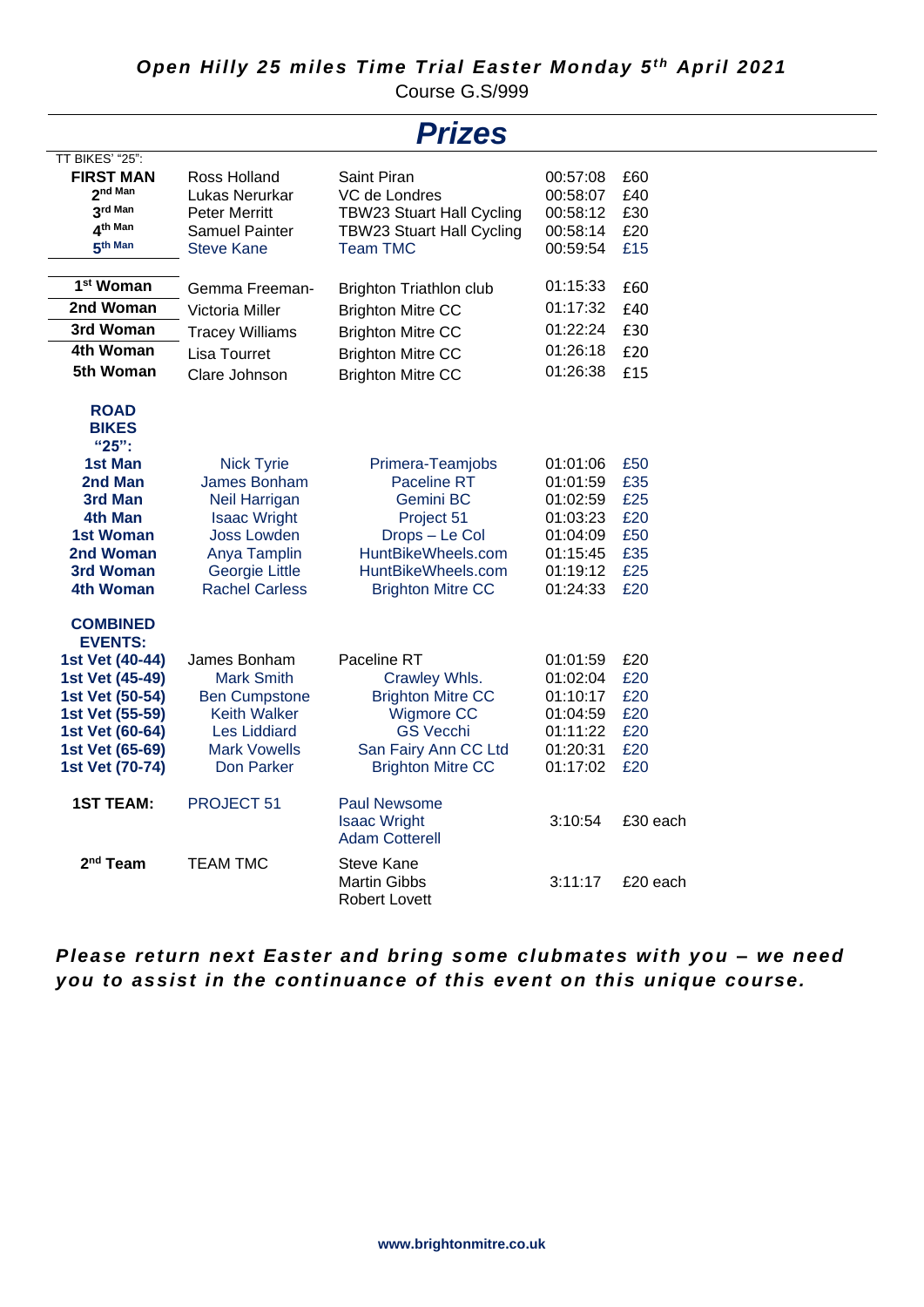***Open Hilly 25 miles Time Trial Easter Monday 5th April 2021***

Course G.S/999

# *Prizes*

| TT BIKES' "25": | | | | |
|---|---|---|---|---|
| **FIRST MAN** | Ross Holland | Saint Piran | 00:57:08 | £60 |
| **2nd Man** | Lukas Nerurkar | VC de Londres | 00:58:07 | £40 |
| **3rd Man** | Peter Merritt | TBW23 Stuart Hall Cycling | 00:58:12 | £30 |
| **4th Man** | Samuel Painter | TBW23 Stuart Hall Cycling | 00:58:14 | £20 |
| **5th Man** | Steve Kane | Team TMC | 00:59:54 | £15 |
| **1st Woman** | Gemma Freeman- | Brighton Triathlon club | 01:15:33 | £60 |
| **2nd Woman** | Victoria Miller | Brighton Mitre CC | 01:17:32 | £40 |
| **3rd Woman** | Tracey Williams | Brighton Mitre CC | 01:22:24 | £30 |
| **4th Woman** | Lisa Tourret | Brighton Mitre CC | 01:26:18 | £20 |
| **5th Woman** | Clare Johnson | Brighton Mitre CC | 01:26:38 | £15 |
| **ROAD BIKES "25":** | | | | |
| **1st Man** | Nick Tyrie | Primera-Teamjobs | 01:01:06 | £50 |
| **2nd Man** | James Bonham | Paceline RT | 01:01:59 | £35 |
| **3rd Man** | Neil Harrigan | Gemini BC | 01:02:59 | £25 |
| **4th Man** | Isaac Wright | Project 51 | 01:03:23 | £20 |
| **1st Woman** | Joss Lowden | Drops – Le Col | 01:04:09 | £50 |
| **2nd Woman** | Anya Tamplin | HuntBikeWheels.com | 01:15:45 | £35 |
| **3rd Woman** | Georgie Little | HuntBikeWheels.com | 01:19:12 | £25 |
| **4th Woman** | Rachel Carless | Brighton Mitre CC | 01:24:33 | £20 |
| **COMBINED EVENTS:** | | | | |
| **1st Vet (40-44)** | James Bonham | Paceline RT | 01:01:59 | £20 |
| **1st Vet (45-49)** | Mark Smith | Crawley Whls. | 01:02:04 | £20 |
| **1st Vet (50-54)** | Ben Cumpstone | Brighton Mitre CC | 01:10:17 | £20 |
| **1st Vet (55-59)** | Keith Walker | Wigmore CC | 01:04:59 | £20 |
| **1st Vet (60-64)** | Les Liddiard | GS Vecchi | 01:11:22 | £20 |
| **1st Vet (65-69)** | Mark Vowells | San Fairy Ann CC Ltd | 01:20:31 | £20 |
| **1st Vet (70-74)** | Don Parker | Brighton Mitre CC | 01:17:02 | £20 |
| **1ST TEAM:** | PROJECT 51 | Paul Newsome<br>Isaac Wright<br>Adam Cotterell | 3:10:54 | £30 each |
| **2nd Team** | TEAM TMC | Steve Kane<br>Martin Gibbs<br>Robert Lovett | 3:11:17 | £20 each |

***Please return next Easter and bring some clubmates with you – we need you to assist in the continuance of this event on this unique course.***

**www.brightonmitre.co.uk**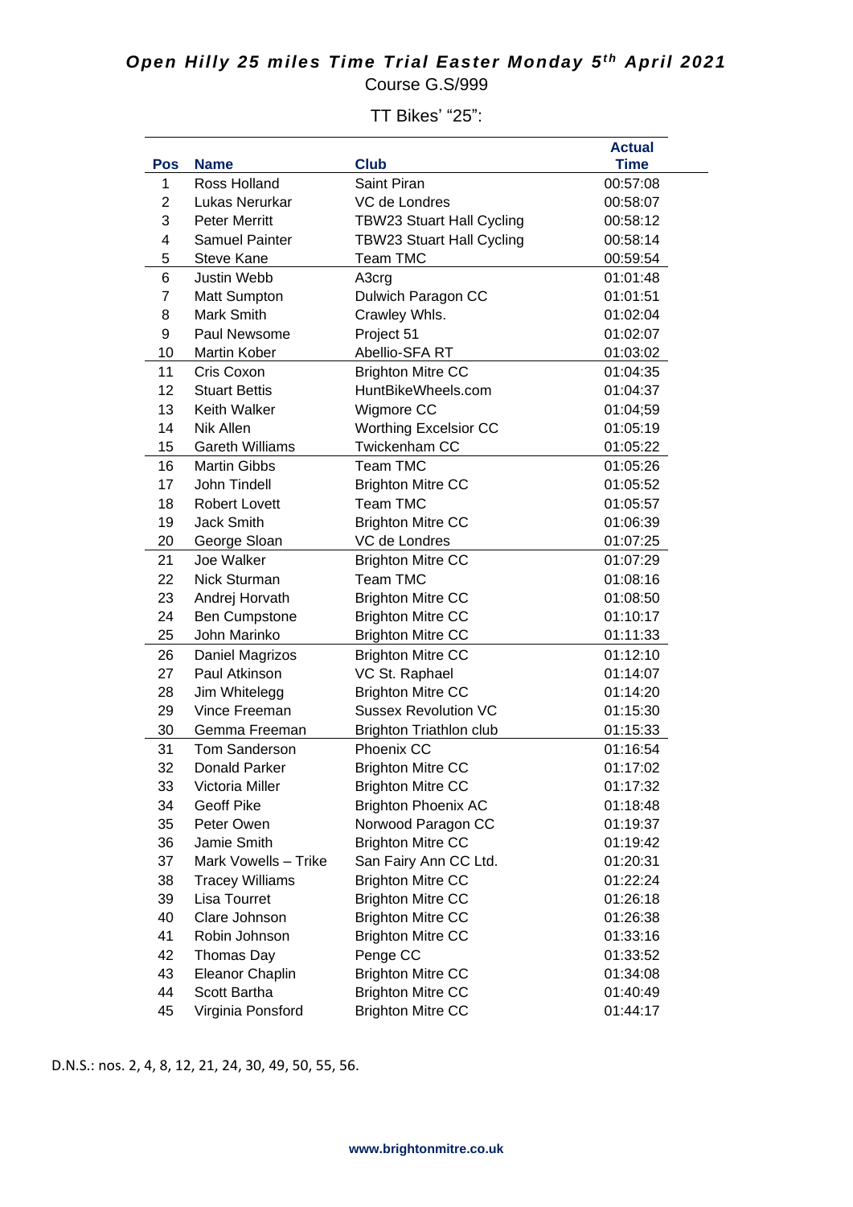# *Open Hilly 25 miles Time Trial Easter Monday 5th April 2021*

Course G.S/999

TT Bikes' "25":

| Pos | Name | Club | Actual Time |
|---|---|---|---|
| 1 | Ross Holland | Saint Piran | 00:57:08 |
| 2 | Lukas Nerurkar | VC de Londres | 00:58:07 |
| 3 | Peter Merritt | TBW23 Stuart Hall Cycling | 00:58:12 |
| 4 | Samuel Painter | TBW23 Stuart Hall Cycling | 00:58:14 |
| 5 | Steve Kane | Team TMC | 00:59:54 |
| 6 | Justin Webb | A3crg | 01:01:48 |
| 7 | Matt Sumpton | Dulwich Paragon CC | 01:01:51 |
| 8 | Mark Smith | Crawley Whls. | 01:02:04 |
| 9 | Paul Newsome | Project 51 | 01:02:07 |
| 10 | Martin Kober | Abellio-SFA RT | 01:03:02 |
| 11 | Cris Coxon | Brighton Mitre CC | 01:04:35 |
| 12 | Stuart Bettis | HuntBikeWheels.com | 01:04:37 |
| 13 | Keith Walker | Wigmore CC | 01:04;59 |
| 14 | Nik Allen | Worthing Excelsior CC | 01:05:19 |
| 15 | Gareth Williams | Twickenham CC | 01:05:22 |
| 16 | Martin Gibbs | Team TMC | 01:05:26 |
| 17 | John Tindell | Brighton Mitre CC | 01:05:52 |
| 18 | Robert Lovett | Team TMC | 01:05:57 |
| 19 | Jack Smith | Brighton Mitre CC | 01:06:39 |
| 20 | George Sloan | VC de Londres | 01:07:25 |
| 21 | Joe Walker | Brighton Mitre CC | 01:07:29 |
| 22 | Nick Sturman | Team TMC | 01:08:16 |
| 23 | Andrej Horvath | Brighton Mitre CC | 01:08:50 |
| 24 | Ben Cumpstone | Brighton Mitre CC | 01:10:17 |
| 25 | John Marinko | Brighton Mitre CC | 01:11:33 |
| 26 | Daniel Magrizos | Brighton Mitre CC | 01:12:10 |
| 27 | Paul Atkinson | VC St. Raphael | 01:14:07 |
| 28 | Jim Whitelegg | Brighton Mitre CC | 01:14:20 |
| 29 | Vince Freeman | Sussex Revolution VC | 01:15:30 |
| 30 | Gemma Freeman | Brighton Triathlon club | 01:15:33 |
| 31 | Tom Sanderson | Phoenix CC | 01:16:54 |
| 32 | Donald Parker | Brighton Mitre CC | 01:17:02 |
| 33 | Victoria Miller | Brighton Mitre CC | 01:17:32 |
| 34 | Geoff Pike | Brighton Phoenix AC | 01:18:48 |
| 35 | Peter Owen | Norwood Paragon CC | 01:19:37 |
| 36 | Jamie Smith | Brighton Mitre CC | 01:19:42 |
| 37 | Mark Vowells – Trike | San Fairy Ann CC Ltd. | 01:20:31 |
| 38 | Tracey Williams | Brighton Mitre CC | 01:22:24 |
| 39 | Lisa Tourret | Brighton Mitre CC | 01:26:18 |
| 40 | Clare Johnson | Brighton Mitre CC | 01:26:38 |
| 41 | Robin Johnson | Brighton Mitre CC | 01:33:16 |
| 42 | Thomas Day | Penge CC | 01:33:52 |
| 43 | Eleanor Chaplin | Brighton Mitre CC | 01:34:08 |
| 44 | Scott Bartha | Brighton Mitre CC | 01:40:49 |
| 45 | Virginia Ponsford | Brighton Mitre CC | 01:44:17 |

D.N.S.: nos. 2, 4, 8, 12, 21, 24, 30, 49, 50, 55, 56.

**www.brightonmitre.co.uk**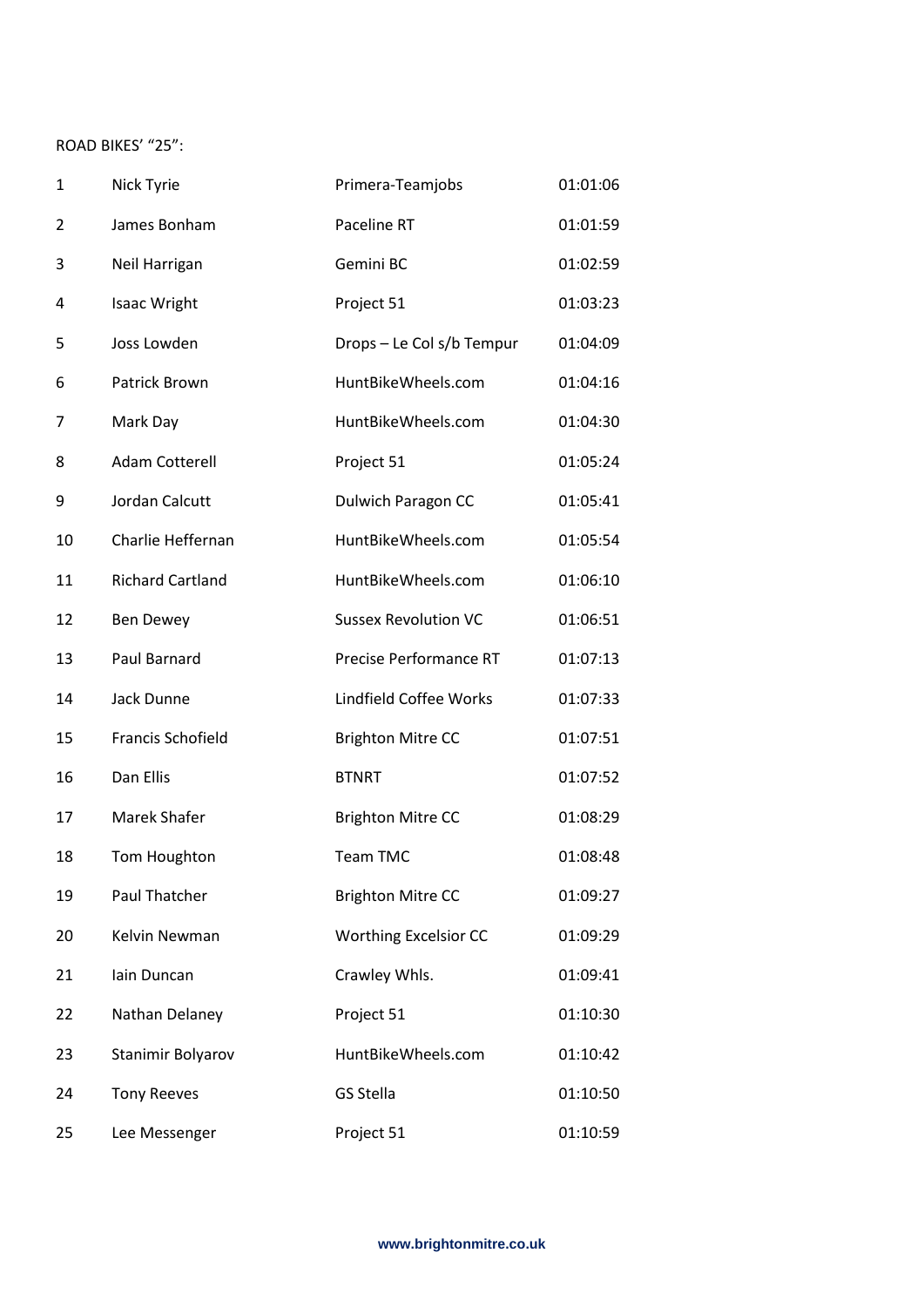ROAD BIKES' "25":

| | | | |
|---|---|---|---|
| 1 | Nick Tyrie | Primera-Teamjobs | 01:01:06 |
| 2 | James Bonham | Paceline RT | 01:01:59 |
| 3 | Neil Harrigan | Gemini BC | 01:02:59 |
| 4 | Isaac Wright | Project 51 | 01:03:23 |
| 5 | Joss Lowden | Drops – Le Col s/b Tempur | 01:04:09 |
| 6 | Patrick Brown | HuntBikeWheels.com | 01:04:16 |
| 7 | Mark Day | HuntBikeWheels.com | 01:04:30 |
| 8 | Adam Cotterell | Project 51 | 01:05:24 |
| 9 | Jordan Calcutt | Dulwich Paragon CC | 01:05:41 |
| 10 | Charlie Heffernan | HuntBikeWheels.com | 01:05:54 |
| 11 | Richard Cartland | HuntBikeWheels.com | 01:06:10 |
| 12 | Ben Dewey | Sussex Revolution VC | 01:06:51 |
| 13 | Paul Barnard | Precise Performance RT | 01:07:13 |
| 14 | Jack Dunne | Lindfield Coffee Works | 01:07:33 |
| 15 | Francis Schofield | Brighton Mitre CC | 01:07:51 |
| 16 | Dan Ellis | BTNRT | 01:07:52 |
| 17 | Marek Shafer | Brighton Mitre CC | 01:08:29 |
| 18 | Tom Houghton | Team TMC | 01:08:48 |
| 19 | Paul Thatcher | Brighton Mitre CC | 01:09:27 |
| 20 | Kelvin Newman | Worthing Excelsior CC | 01:09:29 |
| 21 | Iain Duncan | Crawley Whls. | 01:09:41 |
| 22 | Nathan Delaney | Project 51 | 01:10:30 |
| 23 | Stanimir Bolyarov | HuntBikeWheels.com | 01:10:42 |
| 24 | Tony Reeves | GS Stella | 01:10:50 |
| 25 | Lee Messenger | Project 51 | 01:10:59 |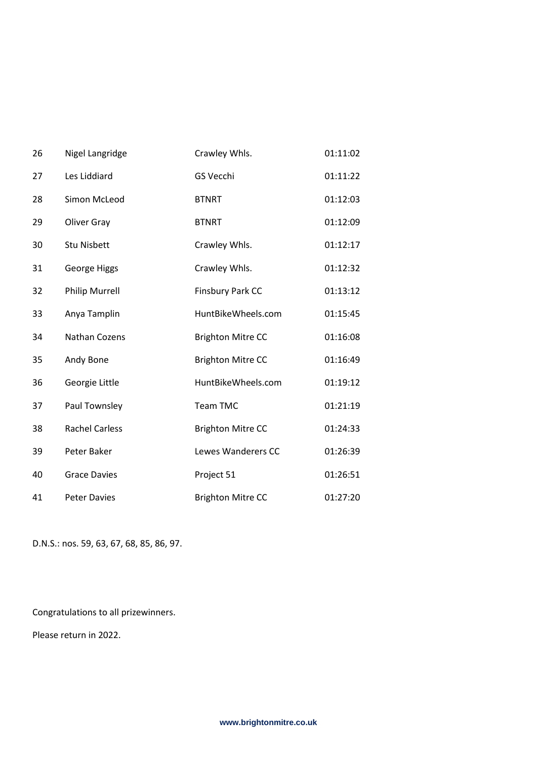| | | | |
|---|---|---|---|
| 26 | Nigel Langridge | Crawley Whls. | 01:11:02 |
| 27 | Les Liddiard | GS Vecchi | 01:11:22 |
| 28 | Simon McLeod | BTNRT | 01:12:03 |
| 29 | Oliver Gray | BTNRT | 01:12:09 |
| 30 | Stu Nisbett | Crawley Whls. | 01:12:17 |
| 31 | George Higgs | Crawley Whls. | 01:12:32 |
| 32 | Philip Murrell | Finsbury Park CC | 01:13:12 |
| 33 | Anya Tamplin | HuntBikeWheels.com | 01:15:45 |
| 34 | Nathan Cozens | Brighton Mitre CC | 01:16:08 |
| 35 | Andy Bone | Brighton Mitre CC | 01:16:49 |
| 36 | Georgie Little | HuntBikeWheels.com | 01:19:12 |
| 37 | Paul Townsley | Team TMC | 01:21:19 |
| 38 | Rachel Carless | Brighton Mitre CC | 01:24:33 |
| 39 | Peter Baker | Lewes Wanderers CC | 01:26:39 |
| 40 | Grace Davies | Project 51 | 01:26:51 |
| 41 | Peter Davies | Brighton Mitre CC | 01:27:20 |

D.N.S.: nos. 59, 63, 67, 68, 85, 86, 97.

Congratulations to all prizewinners.

Please return in 2022.

www.brightonmitre.co.uk